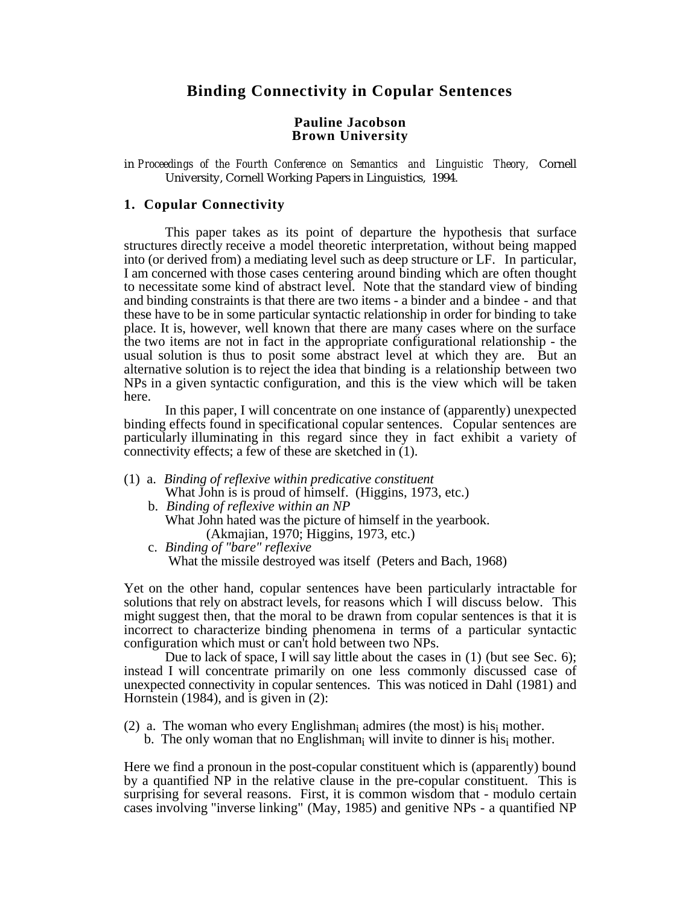# Binding Connectivity in Copular Sentences

**Pauline Jacobson**
**Brown University**

in *Proceedings of the Fourth Conference on Semantics and Linguistic Theory,* Cornell University, Cornell Working Papers in Linguistics, 1994.

## 1. Copular Connectivity

This paper takes as its point of departure the hypothesis that surface structures directly receive a model theoretic interpretation, without being mapped into (or derived from) a mediating level such as deep structure or LF. In particular, I am concerned with those cases centering around binding which are often thought to necessitate some kind of abstract level. Note that the standard view of binding and binding constraints is that there are two items - a binder and a bindee - and that these have to be in some particular syntactic relationship in order for binding to take place. It is, however, well known that there are many cases where on the surface the two items are not in fact in the appropriate configurational relationship - the usual solution is thus to posit some abstract level at which they are. But an alternative solution is to reject the idea that binding is a relationship between two NPs in a given syntactic configuration, and this is the view which will be taken here.

In this paper, I will concentrate on one instance of (apparently) unexpected binding effects found in specificational copular sentences. Copular sentences are particularly illuminating in this regard since they in fact exhibit a variety of connectivity effects; a few of these are sketched in (1).

(1) a. *Binding of reflexive within predicative constituent*
 What John is is proud of himself. (Higgins, 1973, etc.)
 b. *Binding of reflexive within an NP*
 What John hated was the picture of himself in the yearbook. (Akmajian, 1970; Higgins, 1973, etc.)
 c. *Binding of "bare" reflexive*
 What the missile destroyed was itself (Peters and Bach, 1968)

Yet on the other hand, copular sentences have been particularly intractable for solutions that rely on abstract levels, for reasons which I will discuss below. This might suggest then, that the moral to be drawn from copular sentences is that it is incorrect to characterize binding phenomena in terms of a particular syntactic configuration which must or can't hold between two NPs.

Due to lack of space, I will say little about the cases in (1) (but see Sec. 6); instead I will concentrate primarily on one less commonly discussed case of unexpected connectivity in copular sentences. This was noticed in Dahl (1981) and Hornstein (1984), and is given in (2):

(2) a. The woman who every Englishman$_i$ admires (the most) is his$_i$ mother.
 b. The only woman that no Englishman$_i$ will invite to dinner is his$_i$ mother.

Here we find a pronoun in the post-copular constituent which is (apparently) bound by a quantified NP in the relative clause in the pre-copular constituent. This is surprising for several reasons. First, it is common wisdom that - modulo certain cases involving "inverse linking" (May, 1985) and genitive NPs - a quantified NP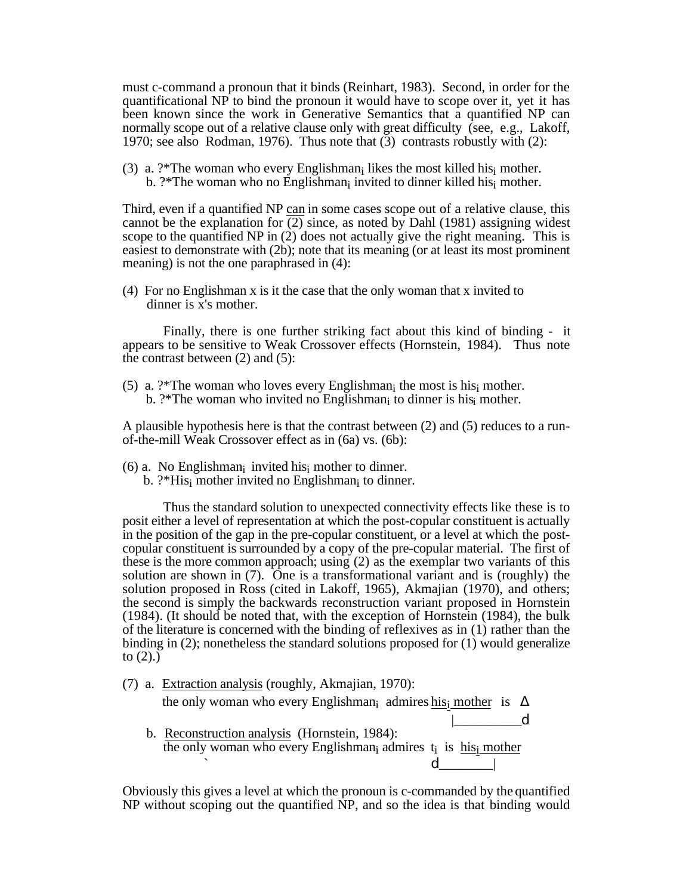must c-command a pronoun that it binds (Reinhart, 1983). Second, in order for the quantificational NP to bind the pronoun it would have to scope over it, yet it has been known since the work in Generative Semantics that a quantified NP can normally scope out of a relative clause only with great difficulty (see, e.g., Lakoff, 1970; see also Rodman, 1976). Thus note that (3) contrasts robustly with (2):

(3) a. ?*The woman who every Englishman$_i$ likes the most killed his$_i$ mother.
    b. ?*The woman who no Englishman$_i$ invited to dinner killed his$_i$ mother.

Third, even if a quantified NP <u>can</u> in some cases scope out of a relative clause, this cannot be the explanation for (2) since, as noted by Dahl (1981) assigning widest scope to the quantified NP in (2) does not actually give the right meaning. This is easiest to demonstrate with (2b); note that its meaning (or at least its most prominent meaning) is not the one paraphrased in (4):

(4) For no Englishman x is it the case that the only woman that x invited to dinner is x's mother.

Finally, there is one further striking fact about this kind of binding - it appears to be sensitive to Weak Crossover effects (Hornstein, 1984). Thus note the contrast between (2) and (5):

(5) a. ?*The woman who loves every Englishman$_i$ the most is his$_i$ mother.
    b. ?*The woman who invited no Englishman$_i$ to dinner is his$_i$ mother.

A plausible hypothesis here is that the contrast between (2) and (5) reduces to a run-of-the-mill Weak Crossover effect as in (6a) vs. (6b):

(6) a. No Englishman$_i$ invited his$_i$ mother to dinner.
    b. ?*His$_i$ mother invited no Englishman$_i$ to dinner.

Thus the standard solution to unexpected connectivity effects like these is to posit either a level of representation at which the post-copular constituent is actually in the position of the gap in the pre-copular constituent, or a level at which the post-copular constituent is surrounded by a copy of the pre-copular material. The first of these is the more common approach; using (2) as the exemplar two variants of this solution are shown in (7). One is a transformational variant and is (roughly) the solution proposed in Ross (cited in Lakoff, 1965), Akmajian (1970), and others; the second is simply the backwards reconstruction variant proposed in Hornstein (1984). (It should be noted that, with the exception of Hornstein (1984), the bulk of the literature is concerned with the binding of reflexives as in (1) rather than the binding in (2); nonetheless the standard solutions proposed for (1) would generalize to (2).)

(7) a. <u>Extraction analysis</u> (roughly, Akmajian, 1970):
    the only woman who every Englishman$_i$ admires <u>his$_i$ mother</u> is Δ
    (arrow from Δ to his$_i$ mother)
    b. <u>Reconstruction analysis</u> (Hornstein, 1984):
    the only woman who every Englishman$_i$ admires $t_i$ is <u>his$_i$ mother</u>
    (arrow from his$_i$ mother to $t_i$)

Obviously this gives a level at which the pronoun is c-commanded by the quantified NP without scoping out the quantified NP, and so the idea is that binding would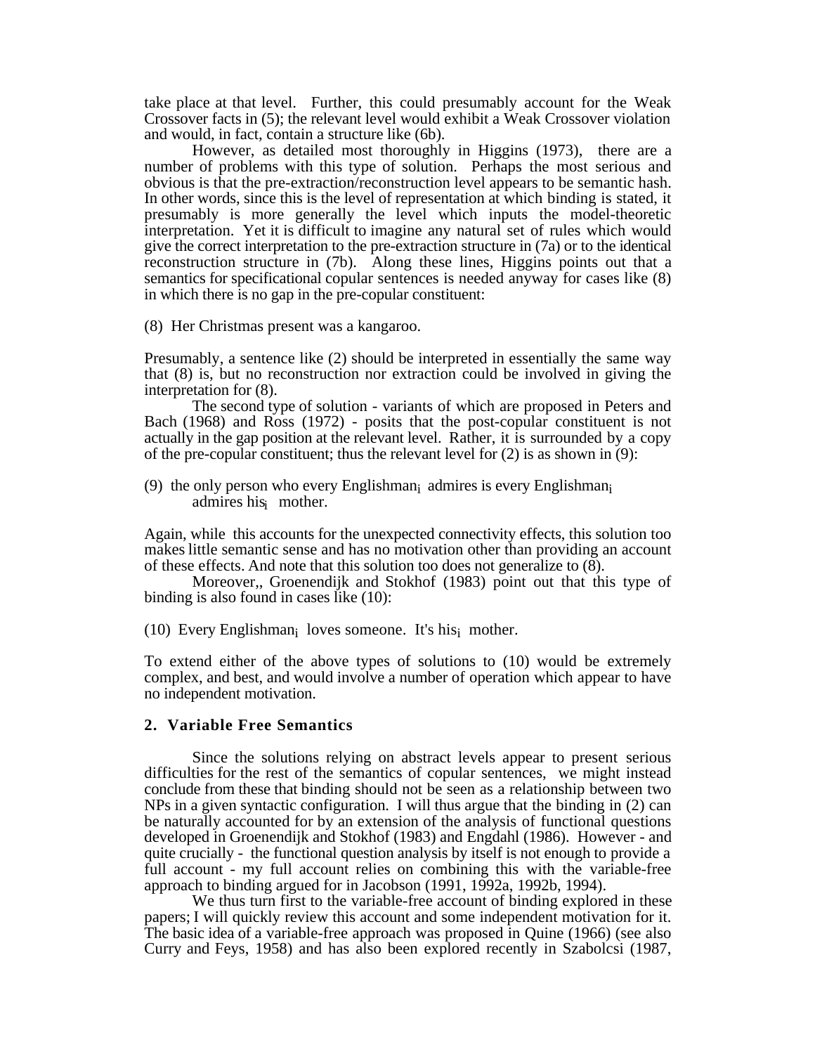take place at that level. Further, this could presumably account for the Weak Crossover facts in (5); the relevant level would exhibit a Weak Crossover violation and would, in fact, contain a structure like (6b).

However, as detailed most thoroughly in Higgins (1973), there are a number of problems with this type of solution. Perhaps the most serious and obvious is that the pre-extraction/reconstruction level appears to be semantic hash. In other words, since this is the level of representation at which binding is stated, it presumably is more generally the level which inputs the model-theoretic interpretation. Yet it is difficult to imagine any natural set of rules which would give the correct interpretation to the pre-extraction structure in (7a) or to the identical reconstruction structure in (7b). Along these lines, Higgins points out that a semantics for specificational copular sentences is needed anyway for cases like (8) in which there is no gap in the pre-copular constituent:

(8) Her Christmas present was a kangaroo.

Presumably, a sentence like (2) should be interpreted in essentially the same way that (8) is, but no reconstruction nor extraction could be involved in giving the interpretation for (8).

The second type of solution - variants of which are proposed in Peters and Bach (1968) and Ross (1972) - posits that the post-copular constituent is not actually in the gap position at the relevant level. Rather, it is surrounded by a copy of the pre-copular constituent; thus the relevant level for (2) is as shown in (9):

(9) the only person who every Englishman$_i$ admires is every Englishman$_i$ admires his$_i$ mother.

Again, while this accounts for the unexpected connectivity effects, this solution too makes little semantic sense and has no motivation other than providing an account of these effects. And note that this solution too does not generalize to (8).

Moreover,, Groenendijk and Stokhof (1983) point out that this type of binding is also found in cases like (10):

(10) Every Englishman$_i$ loves someone. It's his$_i$ mother.

To extend either of the above types of solutions to (10) would be extremely complex, and best, and would involve a number of operation which appear to have no independent motivation.

## 2. Variable Free Semantics

Since the solutions relying on abstract levels appear to present serious difficulties for the rest of the semantics of copular sentences, we might instead conclude from these that binding should not be seen as a relationship between two NPs in a given syntactic configuration. I will thus argue that the binding in (2) can be naturally accounted for by an extension of the analysis of functional questions developed in Groenendijk and Stokhof (1983) and Engdahl (1986). However - and quite crucially - the functional question analysis by itself is not enough to provide a full account - my full account relies on combining this with the variable-free approach to binding argued for in Jacobson (1991, 1992a, 1992b, 1994).

We thus turn first to the variable-free account of binding explored in these papers; I will quickly review this account and some independent motivation for it. The basic idea of a variable-free approach was proposed in Quine (1966) (see also Curry and Feys, 1958) and has also been explored recently in Szabolcsi (1987,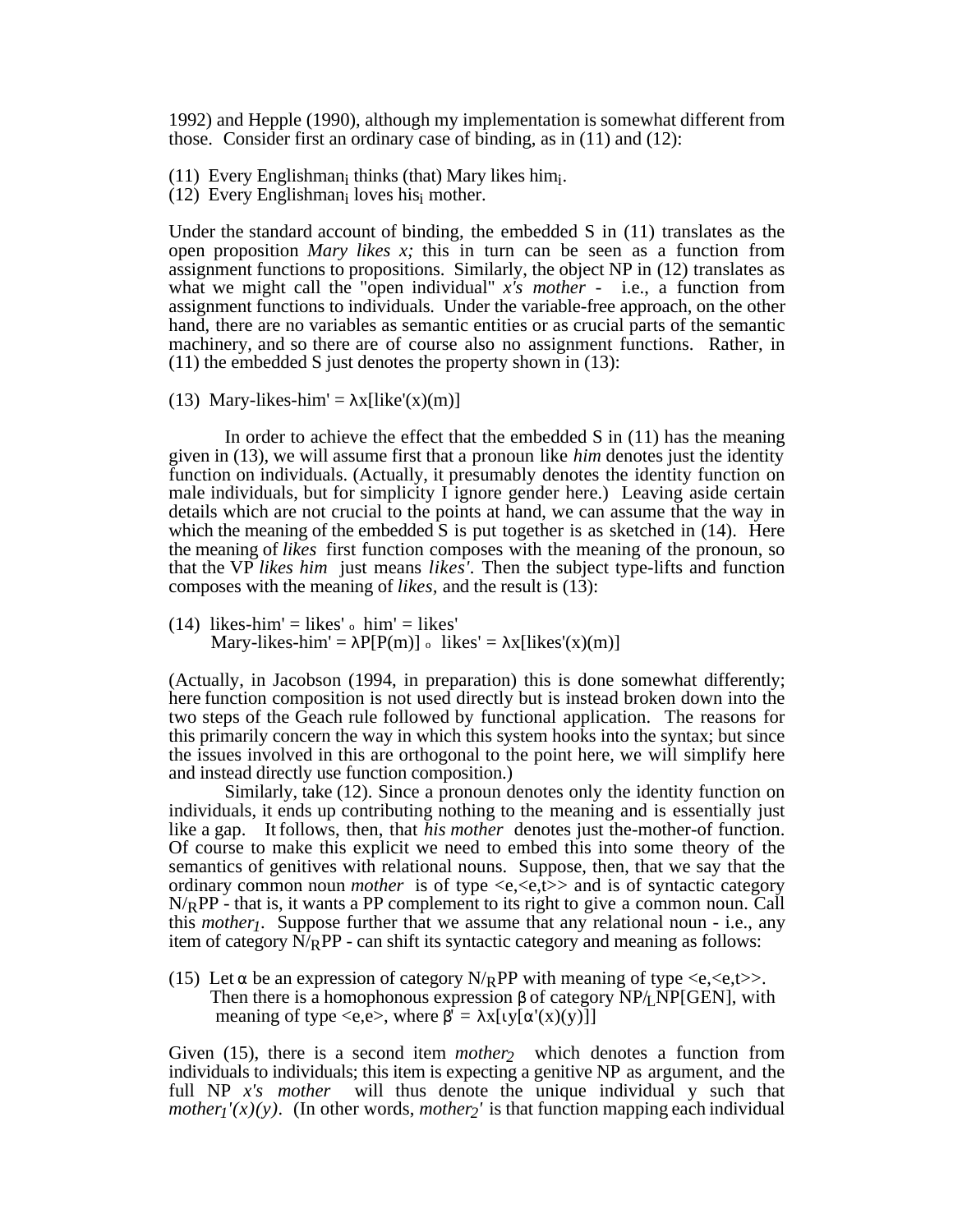1992) and Hepple (1990), although my implementation is somewhat different from those. Consider first an ordinary case of binding, as in (11) and (12):

(11) Every Englishman$_i$ thinks (that) Mary likes him$_i$.
(12) Every Englishman$_i$ loves his$_i$ mother.

Under the standard account of binding, the embedded S in (11) translates as the open proposition *Mary likes x;* this in turn can be seen as a function from assignment functions to propositions. Similarly, the object NP in (12) translates as what we might call the "open individual" *x's mother* - i.e., a function from assignment functions to individuals. Under the variable-free approach, on the other hand, there are no variables as semantic entities or as crucial parts of the semantic machinery, and so there are of course also no assignment functions. Rather, in (11) the embedded S just denotes the property shown in (13):

(13) Mary-likes-him' = $\lambda x[\text{like}'(x)(m)]$

In order to achieve the effect that the embedded S in (11) has the meaning given in (13), we will assume first that a pronoun like *him* denotes just the identity function on individuals. (Actually, it presumably denotes the identity function on male individuals, but for simplicity I ignore gender here.) Leaving aside certain details which are not crucial to the points at hand, we can assume that the way in which the meaning of the embedded S is put together is as sketched in (14). Here the meaning of *likes* first function composes with the meaning of the pronoun, so that the VP *likes him* just means *likes'*. Then the subject type-lifts and function composes with the meaning of *likes*, and the result is (13):

(14) likes-him' = likes' $\circ$ him' = likes'
Mary-likes-him' = $\lambda P[P(m)] \circ$ likes' = $\lambda x[\text{likes}'(x)(m)]$

(Actually, in Jacobson (1994, in preparation) this is done somewhat differently; here function composition is not used directly but is instead broken down into the two steps of the Geach rule followed by functional application. The reasons for this primarily concern the way in which this system hooks into the syntax; but since the issues involved in this are orthogonal to the point here, we will simplify here and instead directly use function composition.)

Similarly, take (12). Since a pronoun denotes only the identity function on individuals, it ends up contributing nothing to the meaning and is essentially just like a gap. It follows, then, that *his mother* denotes just the-mother-of function. Of course to make this explicit we need to embed this into some theory of the semantics of genitives with relational nouns. Suppose, then, that we say that the ordinary common noun *mother* is of type <e,<e,t>> and is of syntactic category $N/_R PP$ - that is, it wants a PP complement to its right to give a common noun. Call this *mother$_1$*. Suppose further that we assume that any relational noun - i.e., any item of category $N/_R PP$ - can shift its syntactic category and meaning as follows:

(15) Let $\alpha$ be an expression of category $N/_R PP$ with meaning of type <e,<e,t>>. Then there is a homophonous expression $\beta$ of category $NP/_L NP[GEN]$, with meaning of type <e,e>, where $\beta' = \lambda x[\iota y[\alpha'(x)(y)]]$

Given (15), there is a second item *mother$_2$* which denotes a function from individuals to individuals; this item is expecting a genitive NP as argument, and the full NP *x's mother* will thus denote the unique individual y such that *mother$_1$'(x)(y)*. (In other words, *mother$_2$'* is that function mapping each individual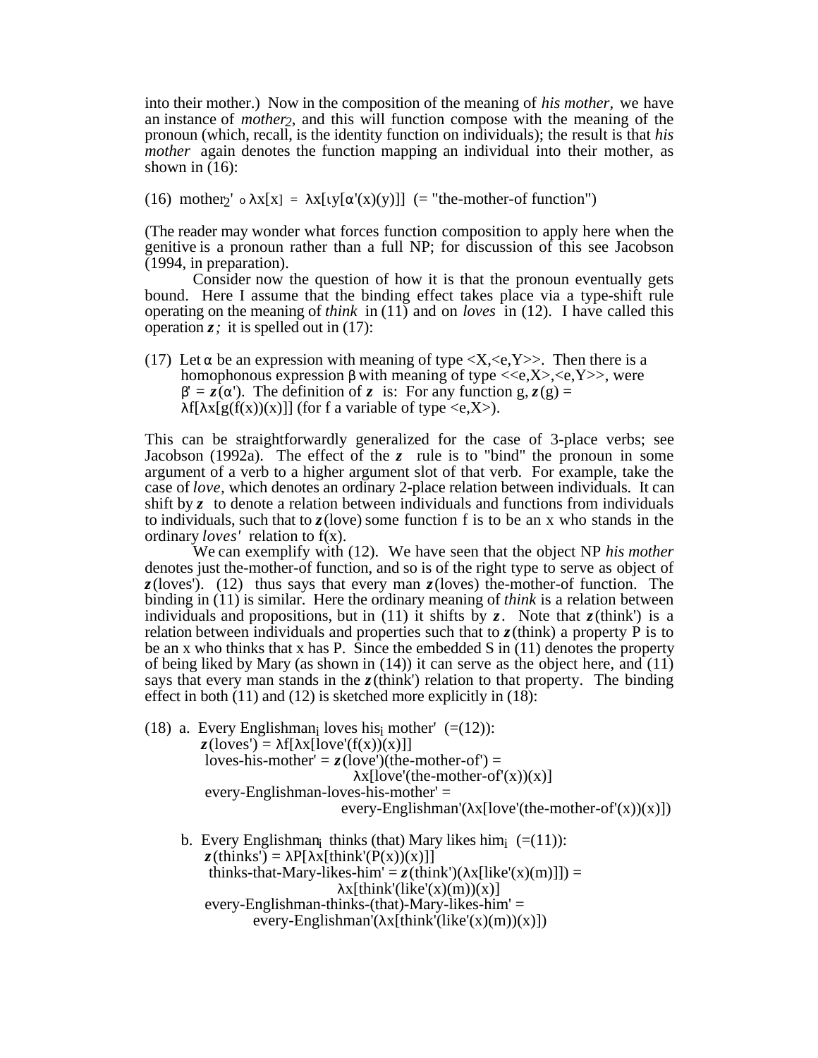into their mother.) Now in the composition of the meaning of *his mother,* we have an instance of *mother*$_2$, and this will function compose with the meaning of the pronoun (which, recall, is the identity function on individuals); the result is that *his mother* again denotes the function mapping an individual into their mother, as shown in (16):

(16) mother$_2$' $\circ$ λx[x] = λx[ιy[α'(x)(y)]] (= "the-mother-of function")

(The reader may wonder what forces function composition to apply here when the genitive is a pronoun rather than a full NP; for discussion of this see Jacobson (1994, in preparation).

Consider now the question of how it is that the pronoun eventually gets bound. Here I assume that the binding effect takes place via a type-shift rule operating on the meaning of *think* in (11) and on *loves* in (12). I have called this operation ***z****;* it is spelled out in (17):

(17) Let α be an expression with meaning of type <X,<e,Y>>. Then there is a homophonous expression β with meaning of type <<e,X>,<e,Y>>, were β' = ***z***(α'). The definition of ***z*** is: For any function g, ***z***(g) = λf[λx[g(f(x))(x)]] (for f a variable of type <e,X>).

This can be straightforwardly generalized for the case of 3-place verbs; see Jacobson (1992a). The effect of the ***z*** rule is to "bind" the pronoun in some argument of a verb to a higher argument slot of that verb. For example, take the case of *love,* which denotes an ordinary 2-place relation between individuals. It can shift by ***z*** to denote a relation between individuals and functions from individuals to individuals, such that to ***z***(love) some function f is to be an x who stands in the ordinary *loves'* relation to f(x).

We can exemplify with (12). We have seen that the object NP *his mother* denotes just the-mother-of function, and so is of the right type to serve as object of ***z***(loves'). (12) thus says that every man ***z***(loves) the-mother-of function. The binding in (11) is similar. Here the ordinary meaning of *think* is a relation between individuals and propositions, but in (11) it shifts by ***z***. Note that ***z***(think') is a relation between individuals and properties such that to ***z***(think) a property P is to be an x who thinks that x has P. Since the embedded S in (11) denotes the property of being liked by Mary (as shown in (14)) it can serve as the object here, and (11) says that every man stands in the ***z***(think') relation to that property. The binding effect in both (11) and (12) is sketched more explicitly in (18):

(18) a. Every Englishman$_i$ loves his$_i$ mother' (=(12)):
***z***(loves') = λf[λx[love'(f(x))(x)]]
loves-his-mother' = ***z***(love')(the-mother-of') =
λx[love'(the-mother-of'(x))(x)]
every-Englishman-loves-his-mother' =
every-Englishman'(λx[love'(the-mother-of'(x))(x)])

b. Every Englishman$_i$ thinks (that) Mary likes him$_i$ (=(11)):
***z***(thinks') = λP[λx[think'(P(x))(x)]]
thinks-that-Mary-likes-him' = ***z***(think')(λx[like'(x)(m)]]) =
λx[think'(like'(x)(m))(x)]
every-Englishman-thinks-(that)-Mary-likes-him' =
every-Englishman'(λx[think'(like'(x)(m))(x)])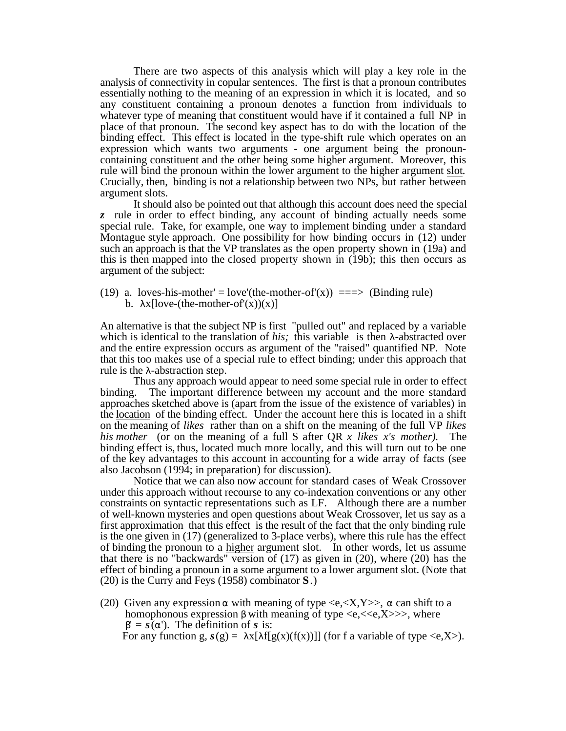There are two aspects of this analysis which will play a key role in the analysis of connectivity in copular sentences. The first is that a pronoun contributes essentially nothing to the meaning of an expression in which it is located, and so any constituent containing a pronoun denotes a function from individuals to whatever type of meaning that constituent would have if it contained a full NP in place of that pronoun. The second key aspect has to do with the location of the binding effect. This effect is located in the type-shift rule which operates on an expression which wants two arguments - one argument being the pronoun-containing constituent and the other being some higher argument. Moreover, this rule will bind the pronoun within the lower argument to the higher argument slot. Crucially, then, binding is not a relationship between two NPs, but rather between argument slots.

It should also be pointed out that although this account does need the special ***z*** rule in order to effect binding, any account of binding actually needs some special rule. Take, for example, one way to implement binding under a standard Montague style approach. One possibility for how binding occurs in (12) under such an approach is that the VP translates as the open property shown in (19a) and this is then mapped into the closed property shown in (19b); this then occurs as argument of the subject:

(19) a. loves-his-mother' = love'(the-mother-of'(x)) ===> (Binding rule)
 b. λx[love-(the-mother-of'(x))(x)]

An alternative is that the subject NP is first "pulled out" and replaced by a variable which is identical to the translation of *his;* this variable is then λ-abstracted over and the entire expression occurs as argument of the "raised" quantified NP. Note that this too makes use of a special rule to effect binding; under this approach that rule is the λ-abstraction step.

Thus any approach would appear to need some special rule in order to effect binding. The important difference between my account and the more standard approaches sketched above is (apart from the issue of the existence of variables) in the location of the binding effect. Under the account here this is located in a shift on the meaning of *likes* rather than on a shift on the meaning of the full VP *likes his mother* (or on the meaning of a full S after QR *x likes x's mother).* The binding effect is, thus, located much more locally, and this will turn out to be one of the key advantages to this account in accounting for a wide array of facts (see also Jacobson (1994; in preparation) for discussion).

Notice that we can also now account for standard cases of Weak Crossover under this approach without recourse to any co-indexation conventions or any other constraints on syntactic representations such as LF. Although there are a number of well-known mysteries and open questions about Weak Crossover, let us say as a first approximation that this effect is the result of the fact that the only binding rule is the one given in (17) (generalized to 3-place verbs), where this rule has the effect of binding the pronoun to a higher argument slot. In other words, let us assume that there is no "backwards" version of (17) as given in (20), where (20) has the effect of binding a pronoun in a some argument to a lower argument slot. (Note that (20) is the Curry and Feys (1958) combinator **S**.)

(20) Given any expression α with meaning of type <e,<X,Y>>, α can shift to a homophonous expression β with meaning of type <e,<<e,X>>>, where β' = ***s***(α'). The definition of ***s*** is:
 For any function g, ***s***(g) = λx[λf[g(x)(f(x))]] (for f a variable of type <e,X>).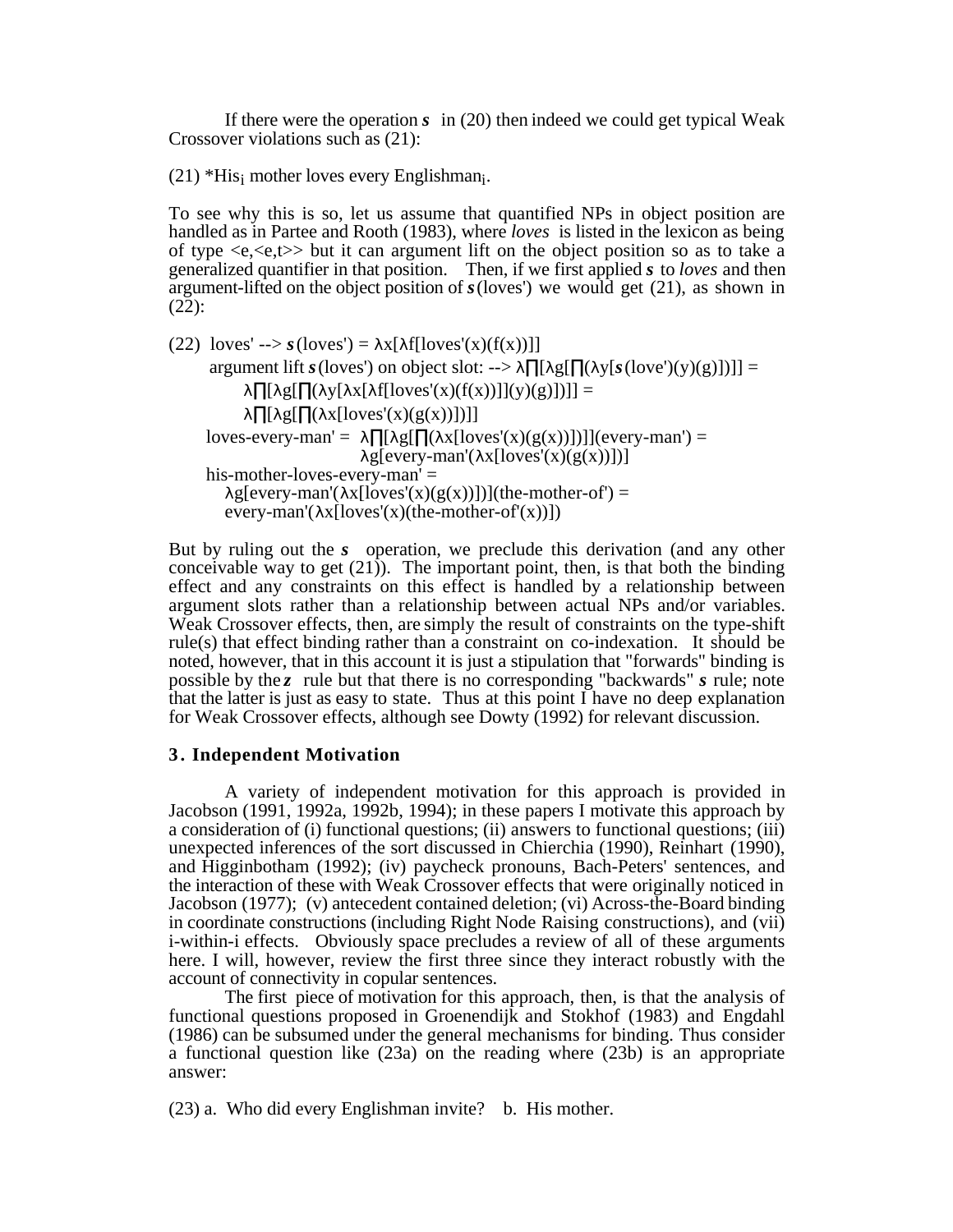If there were the operation ***s*** in (20) then indeed we could get typical Weak Crossover violations such as (21):

(21) *His$_i$ mother loves every Englishman$_i$.

To see why this is so, let us assume that quantified NPs in object position are handled as in Partee and Rooth (1983), where *loves* is listed in the lexicon as being of type <e,<e,t>> but it can argument lift on the object position so as to take a generalized quantifier in that position. Then, if we first applied ***s*** to *loves* and then argument-lifted on the object position of ***s***(loves') we would get (21), as shown in (22):

(22) loves' --> ***s***(loves') = λx[λf[loves'(x)(f(x))]]
  argument lift ***s***(loves') on object slot: --> λ∏[λg[∏(λy[***s***(love')(y)(g)])]] =
   λ∏[λg[∏(λy[λx[λf[loves'(x)(f(x))]](y)(g)])]] =
   λ∏[λg[∏(λx[loves'(x)(g(x))])]]
  loves-every-man' = λ∏[λg[∏(λx[loves'(x)(g(x))])]](every-man') =
   λg[every-man'(λx[loves'(x)(g(x))])]
  his-mother-loves-every-man' =
   λg[every-man'(λx[loves'(x)(g(x))])](the-mother-of') =
   every-man'(λx[loves'(x)(the-mother-of'(x))])

But by ruling out the ***s*** operation, we preclude this derivation (and any other conceivable way to get (21)). The important point, then, is that both the binding effect and any constraints on this effect is handled by a relationship between argument slots rather than a relationship between actual NPs and/or variables. Weak Crossover effects, then, are simply the result of constraints on the type-shift rule(s) that effect binding rather than a constraint on co-indexation. It should be noted, however, that in this account it is just a stipulation that "forwards" binding is possible by the ***z*** rule but that there is no corresponding "backwards" ***s*** rule; note that the latter is just as easy to state. Thus at this point I have no deep explanation for Weak Crossover effects, although see Dowty (1992) for relevant discussion.

### 3. Independent Motivation

A variety of independent motivation for this approach is provided in Jacobson (1991, 1992a, 1992b, 1994); in these papers I motivate this approach by a consideration of (i) functional questions; (ii) answers to functional questions; (iii) unexpected inferences of the sort discussed in Chierchia (1990), Reinhart (1990), and Higginbotham (1992); (iv) paycheck pronouns, Bach-Peters' sentences, and the interaction of these with Weak Crossover effects that were originally noticed in Jacobson (1977); (v) antecedent contained deletion; (vi) Across-the-Board binding in coordinate constructions (including Right Node Raising constructions), and (vii) i-within-i effects. Obviously space precludes a review of all of these arguments here. I will, however, review the first three since they interact robustly with the account of connectivity in copular sentences.

The first piece of motivation for this approach, then, is that the analysis of functional questions proposed in Groenendijk and Stokhof (1983) and Engdahl (1986) can be subsumed under the general mechanisms for binding. Thus consider a functional question like (23a) on the reading where (23b) is an appropriate answer:

(23) a. Who did every Englishman invite? b. His mother.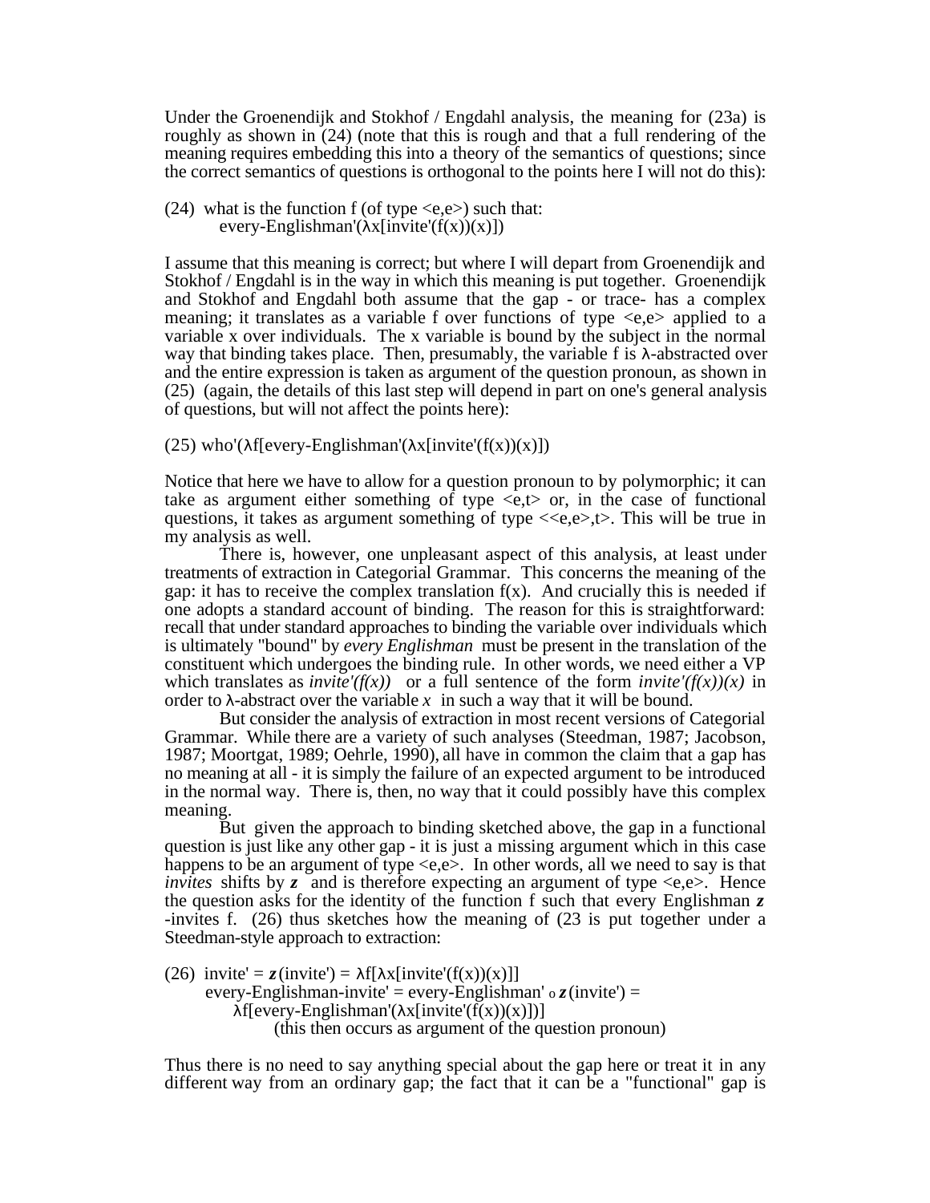Under the Groenendijk and Stokhof / Engdahl analysis, the meaning for (23a) is roughly as shown in (24) (note that this is rough and that a full rendering of the meaning requires embedding this into a theory of the semantics of questions; since the correct semantics of questions is orthogonal to the points here I will not do this):

(24) what is the function f (of type <e,e>) such that:
  every-Englishman'(λx[invite'(f(x))(x)])

I assume that this meaning is correct; but where I will depart from Groenendijk and Stokhof / Engdahl is in the way in which this meaning is put together. Groenendijk and Stokhof and Engdahl both assume that the gap - or trace- has a complex meaning; it translates as a variable f over functions of type <e,e> applied to a variable x over individuals. The x variable is bound by the subject in the normal way that binding takes place. Then, presumably, the variable f is λ-abstracted over and the entire expression is taken as argument of the question pronoun, as shown in (25) (again, the details of this last step will depend in part on one's general analysis of questions, but will not affect the points here):

(25) who'(λf[every-Englishman'(λx[invite'(f(x))(x)])

Notice that here we have to allow for a question pronoun to by polymorphic; it can take as argument either something of type <e,t> or, in the case of functional questions, it takes as argument something of type <<e,e>,t>. This will be true in my analysis as well.

  There is, however, one unpleasant aspect of this analysis, at least under treatments of extraction in Categorial Grammar. This concerns the meaning of the gap: it has to receive the complex translation f(x). And crucially this is needed if one adopts a standard account of binding. The reason for this is straightforward: recall that under standard approaches to binding the variable over individuals which is ultimately "bound" by *every Englishman* must be present in the translation of the constituent which undergoes the binding rule. In other words, we need either a VP which translates as *invite'(f(x))* or a full sentence of the form *invite'(f(x))(x)* in order to λ-abstract over the variable *x* in such a way that it will be bound.

  But consider the analysis of extraction in most recent versions of Categorial Grammar. While there are a variety of such analyses (Steedman, 1987; Jacobson, 1987; Moortgat, 1989; Oehrle, 1990), all have in common the claim that a gap has no meaning at all - it is simply the failure of an expected argument to be introduced in the normal way. There is, then, no way that it could possibly have this complex meaning.

  But given the approach to binding sketched above, the gap in a functional question is just like any other gap - it is just a missing argument which in this case happens to be an argument of type <e,e>. In other words, all we need to say is that *invites* shifts by ***z*** and is therefore expecting an argument of type <e,e>. Hence the question asks for the identity of the function f such that every Englishman ***z*** -invites f. (26) thus sketches how the meaning of (23 is put together under a Steedman-style approach to extraction:

(26) invite' = ***z***(invite') = λf[λx[invite'(f(x))(x)]]
  every-Englishman-invite' = every-Englishman' o ***z***(invite') =
    λf[every-Englishman'(λx[invite'(f(x))(x)])]
      (this then occurs as argument of the question pronoun)

Thus there is no need to say anything special about the gap here or treat it in any different way from an ordinary gap; the fact that it can be a "functional" gap is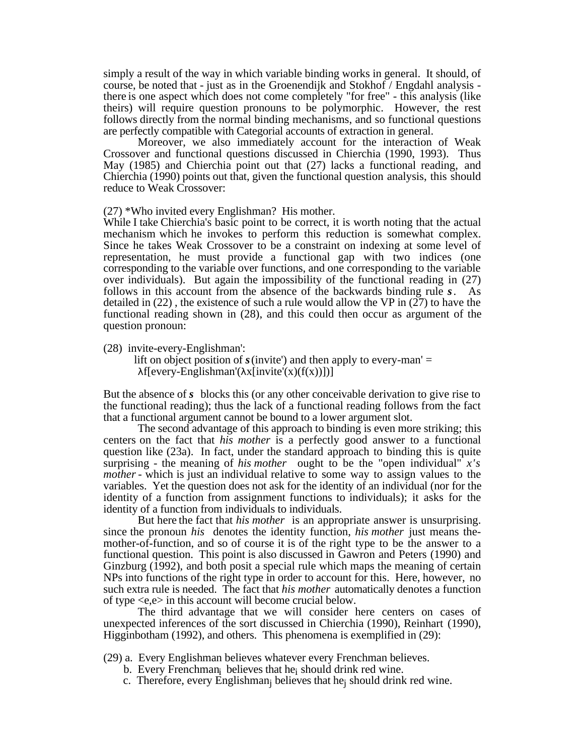simply a result of the way in which variable binding works in general. It should, of course, be noted that - just as in the Groenendijk and Stokhof / Engdahl analysis - there is one aspect which does not come completely "for free" - this analysis (like theirs) will require question pronouns to be polymorphic. However, the rest follows directly from the normal binding mechanisms, and so functional questions are perfectly compatible with Categorial accounts of extraction in general.

Moreover, we also immediately account for the interaction of Weak Crossover and functional questions discussed in Chierchia (1990, 1993). Thus May (1985) and Chierchia point out that (27) lacks a functional reading, and Chierchia (1990) points out that, given the functional question analysis, this should reduce to Weak Crossover:

(27) *Who invited every Englishman? His mother.

While I take Chierchia's basic point to be correct, it is worth noting that the actual mechanism which he invokes to perform this reduction is somewhat complex. Since he takes Weak Crossover to be a constraint on indexing at some level of representation, he must provide a functional gap with two indices (one corresponding to the variable over functions, and one corresponding to the variable over individuals). But again the impossibility of the functional reading in (27) follows in this account from the absence of the backwards binding rule ***s***. As detailed in (22) , the existence of such a rule would allow the VP in (27) to have the functional reading shown in (28), and this could then occur as argument of the question pronoun:

(28) invite-every-Englishman':
lift on object position of ***s***(invite') and then apply to every-man' =
$\lambda f[\text{every-Englishman}'(\lambda x[\text{invite}'(x)(f(x))])]$

But the absence of ***s*** blocks this (or any other conceivable derivation to give rise to the functional reading); thus the lack of a functional reading follows from the fact that a functional argument cannot be bound to a lower argument slot.

The second advantage of this approach to binding is even more striking; this centers on the fact that *his mother* is a perfectly good answer to a functional question like (23a). In fact, under the standard approach to binding this is quite surprising - the meaning of *his mother* ought to be the "open individual" *x's mother* - which is just an individual relative to some way to assign values to the variables. Yet the question does not ask for the identity of an individual (nor for the identity of a function from assignment functions to individuals); it asks for the identity of a function from individuals to individuals.

But here the fact that *his mother* is an appropriate answer is unsurprising. since the pronoun *his* denotes the identity function, *his mother* just means the-mother-of-function, and so of course it is of the right type to be the answer to a functional question. This point is also discussed in Gawron and Peters (1990) and Ginzburg (1992), and both posit a special rule which maps the meaning of certain NPs into functions of the right type in order to account for this. Here, however, no such extra rule is needed. The fact that *his mother* automatically denotes a function of type <e,e> in this account will become crucial below.

The third advantage that we will consider here centers on cases of unexpected inferences of the sort discussed in Chierchia (1990), Reinhart (1990), Higginbotham (1992), and others. This phenomena is exemplified in (29):

(29) a. Every Englishman believes whatever every Frenchman believes.
b. Every Frenchman$_i$ believes that he$_i$ should drink red wine.
c. Therefore, every Englishman$_j$ believes that he$_j$ should drink red wine.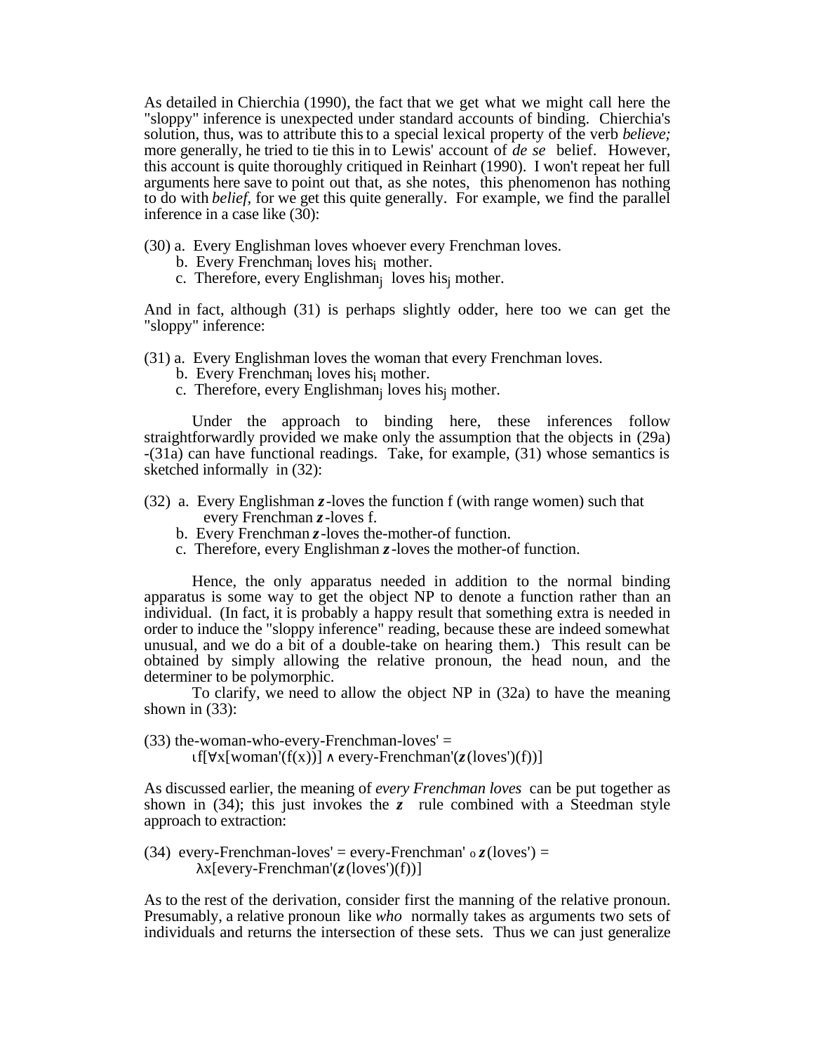As detailed in Chierchia (1990), the fact that we get what we might call here the "sloppy" inference is unexpected under standard accounts of binding. Chierchia's solution, thus, was to attribute this to a special lexical property of the verb *believe;* more generally, he tried to tie this in to Lewis' account of *de se* belief. However, this account is quite thoroughly critiqued in Reinhart (1990). I won't repeat her full arguments here save to point out that, as she notes, this phenomenon has nothing to do with *belief,* for we get this quite generally. For example, we find the parallel inference in a case like (30):

(30) a. Every Englishman loves whoever every Frenchman loves.
  b. Every Frenchman$_i$ loves his$_i$ mother.
  c. Therefore, every Englishman$_j$ loves his$_j$ mother.

And in fact, although (31) is perhaps slightly odder, here too we can get the "sloppy" inference:

(31) a. Every Englishman loves the woman that every Frenchman loves.
  b. Every Frenchman$_i$ loves his$_i$ mother.
  c. Therefore, every Englishman$_j$ loves his$_j$ mother.

Under the approach to binding here, these inferences follow straightforwardly provided we make only the assumption that the objects in (29a) -(31a) can have functional readings. Take, for example, (31) whose semantics is sketched informally in (32):

(32) a. Every Englishman ***z***-loves the function f (with range women) such that every Frenchman ***z***-loves f.
  b. Every Frenchman ***z***-loves the-mother-of function.
  c. Therefore, every Englishman ***z***-loves the-mother-of function.

Hence, the only apparatus needed in addition to the normal binding apparatus is some way to get the object NP to denote a function rather than an individual. (In fact, it is probably a happy result that something extra is needed in order to induce the "sloppy inference" reading, because these are indeed somewhat unusual, and we do a bit of a double-take on hearing them.) This result can be obtained by simply allowing the relative pronoun, the head noun, and the determiner to be polymorphic.

To clarify, we need to allow the object NP in (32a) to have the meaning shown in (33):

(33) the-woman-who-every-Frenchman-loves' =
$$\iota f[\forall x[\text{woman}'(f(x))] \wedge \text{every-Frenchman}'(\boldsymbol{z}(\text{loves}')(f))]$$

As discussed earlier, the meaning of *every Frenchman loves* can be put together as shown in (34); this just invokes the ***z*** rule combined with a Steedman style approach to extraction:

(34) every-Frenchman-loves' = every-Frenchman' $\circ$ ***z***(loves') =
$$\lambda x[\text{every-Frenchman}'(\boldsymbol{z}(\text{loves}')(f))]$$

As to the rest of the derivation, consider first the manning of the relative pronoun. Presumably, a relative pronoun like *who* normally takes as arguments two sets of individuals and returns the intersection of these sets. Thus we can just generalize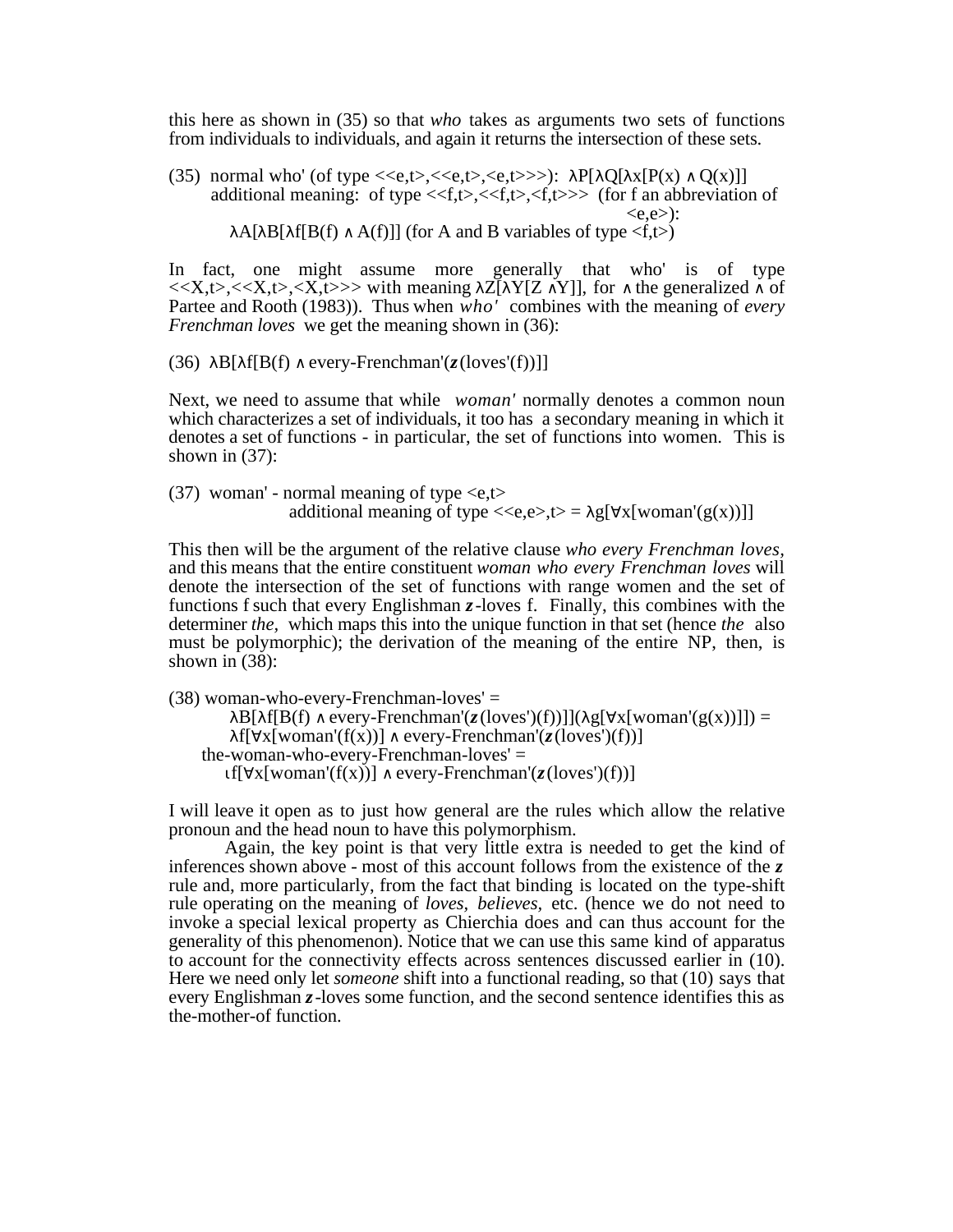this here as shown in (35) so that *who* takes as arguments two sets of functions from individuals to individuals, and again it returns the intersection of these sets.

(35) normal who' (of type $<<e,t>,<<e,t>,<e,t>>>$): $\lambda P[\lambda Q[\lambda x[P(x) \wedge Q(x)]]$
additional meaning: of type $<<f,t>,<<f,t>,<f,t>>>$ (for f an abbreviation of $<e,e>$):
$\lambda A[\lambda B[\lambda f[B(f) \wedge A(f)]]$ (for A and B variables of type $<f,t>$)

In fact, one might assume more generally that who' is of type $<<X,t>,<<X,t>,<X,t>>>$ with meaning $\lambda Z[\lambda Y[Z \wedge Y]]$, for $\wedge$ the generalized $\wedge$ of Partee and Rooth (1983)). Thus when *who'* combines with the meaning of *every Frenchman loves* we get the meaning shown in (36):

(36) $\lambda B[\lambda f[B(f) \wedge \text{every-Frenchman}'(\boldsymbol{z}(\text{loves}'(f))]]$

Next, we need to assume that while *woman'* normally denotes a common noun which characterizes a set of individuals, it too has a secondary meaning in which it denotes a set of functions - in particular, the set of functions into women. This is shown in (37):

(37) woman' - normal meaning of type $<e,t>$
additional meaning of type $<<e,e>,t> = \lambda g[\forall x[\text{woman}'(g(x))]]$

This then will be the argument of the relative clause *who every Frenchman loves*, and this means that the entire constituent *woman who every Frenchman loves* will denote the intersection of the set of functions with range women and the set of functions f such that every Englishman $\boldsymbol{z}$-loves f. Finally, this combines with the determiner *the*, which maps this into the unique function in that set (hence *the* also must be polymorphic); the derivation of the meaning of the entire NP, then, is shown in (38):

(38) woman-who-every-Frenchman-loves' =
$\lambda B[\lambda f[B(f) \wedge \text{every-Frenchman}'(\boldsymbol{z}(\text{loves}')(f))]](\lambda g[\forall x[\text{woman}'(g(x))]]) =$
$\lambda f[\forall x[\text{woman}'(f(x))] \wedge \text{every-Frenchman}'(\boldsymbol{z}(\text{loves}')(f))]$
the-woman-who-every-Frenchman-loves' =
$\iota f[\forall x[\text{woman}'(f(x))] \wedge \text{every-Frenchman}'(\boldsymbol{z}(\text{loves}')(f))]$

I will leave it open as to just how general are the rules which allow the relative pronoun and the head noun to have this polymorphism.

Again, the key point is that very little extra is needed to get the kind of inferences shown above - most of this account follows from the existence of the $\boldsymbol{z}$ rule and, more particularly, from the fact that binding is located on the type-shift rule operating on the meaning of *loves*, *believes*, etc. (hence we do not need to invoke a special lexical property as Chierchia does and can thus account for the generality of this phenomenon). Notice that we can use this same kind of apparatus to account for the connectivity effects across sentences discussed earlier in (10). Here we need only let *someone* shift into a functional reading, so that (10) says that every Englishman $\boldsymbol{z}$-loves some function, and the second sentence identifies this as the-mother-of function.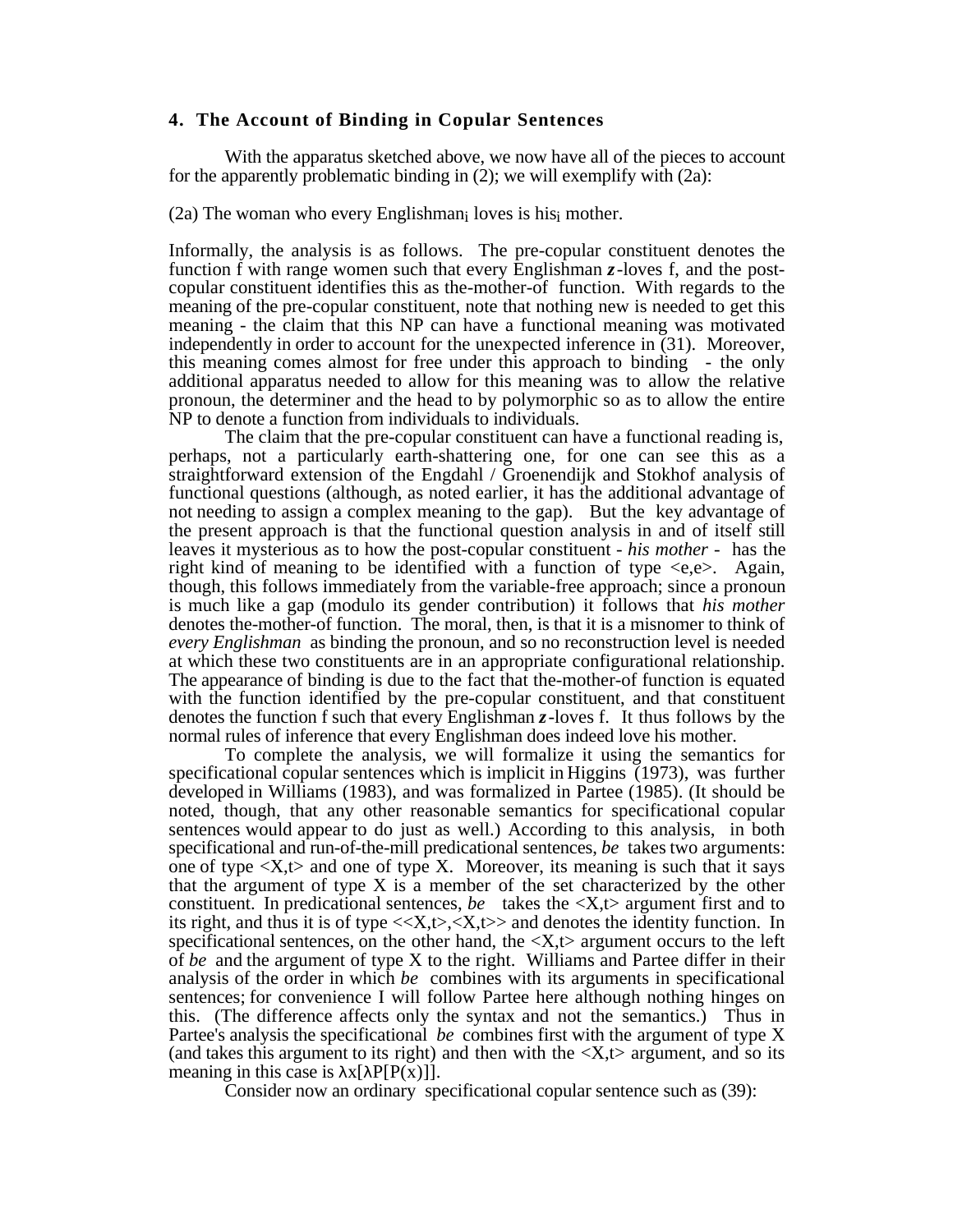### 4. The Account of Binding in Copular Sentences

With the apparatus sketched above, we now have all of the pieces to account for the apparently problematic binding in (2); we will exemplify with (2a):

(2a) The woman who every Englishman$_i$ loves is his$_i$ mother.

Informally, the analysis is as follows. The pre-copular constituent denotes the function f with range women such that every Englishman ***z***-loves f, and the post-copular constituent identifies this as the-mother-of function. With regards to the meaning of the pre-copular constituent, note that nothing new is needed to get this meaning - the claim that this NP can have a functional meaning was motivated independently in order to account for the unexpected inference in (31). Moreover, this meaning comes almost for free under this approach to binding - the only additional apparatus needed to allow for this meaning was to allow the relative pronoun, the determiner and the head to by polymorphic so as to allow the entire NP to denote a function from individuals to individuals.

The claim that the pre-copular constituent can have a functional reading is, perhaps, not a particularly earth-shattering one, for one can see this as a straightforward extension of the Engdahl / Groenendijk and Stokhof analysis of functional questions (although, as noted earlier, it has the additional advantage of not needing to assign a complex meaning to the gap). But the key advantage of the present approach is that the functional question analysis in and of itself still leaves it mysterious as to how the post-copular constituent - *his mother* - has the right kind of meaning to be identified with a function of type <e,e>. Again, though, this follows immediately from the variable-free approach; since a pronoun is much like a gap (modulo its gender contribution) it follows that *his mother* denotes the-mother-of function. The moral, then, is that it is a misnomer to think of *every Englishman* as binding the pronoun, and so no reconstruction level is needed at which these two constituents are in an appropriate configurational relationship. The appearance of binding is due to the fact that the-mother-of function is equated with the function identified by the pre-copular constituent, and that constituent denotes the function f such that every Englishman ***z***-loves f. It thus follows by the normal rules of inference that every Englishman does indeed love his mother.

To complete the analysis, we will formalize it using the semantics for specificational copular sentences which is implicit in Higgins (1973), was further developed in Williams (1983), and was formalized in Partee (1985). (It should be noted, though, that any other reasonable semantics for specificational copular sentences would appear to do just as well.) According to this analysis, in both specificational and run-of-the-mill predicational sentences, *be* takes two arguments: one of type <X,t> and one of type X. Moreover, its meaning is such that it says that the argument of type X is a member of the set characterized by the other constituent. In predicational sentences, *be* takes the <X,t> argument first and to its right, and thus it is of type <<X,t>,<X,t>> and denotes the identity function. In specificational sentences, on the other hand, the <X,t> argument occurs to the left of *be* and the argument of type X to the right. Williams and Partee differ in their analysis of the order in which *be* combines with its arguments in specificational sentences; for convenience I will follow Partee here although nothing hinges on this. (The difference affects only the syntax and not the semantics.) Thus in Partee's analysis the specificational *be* combines first with the argument of type X (and takes this argument to its right) and then with the <X,t> argument, and so its meaning in this case is $\lambda x[\lambda P[P(x)]]$.

Consider now an ordinary specificational copular sentence such as (39):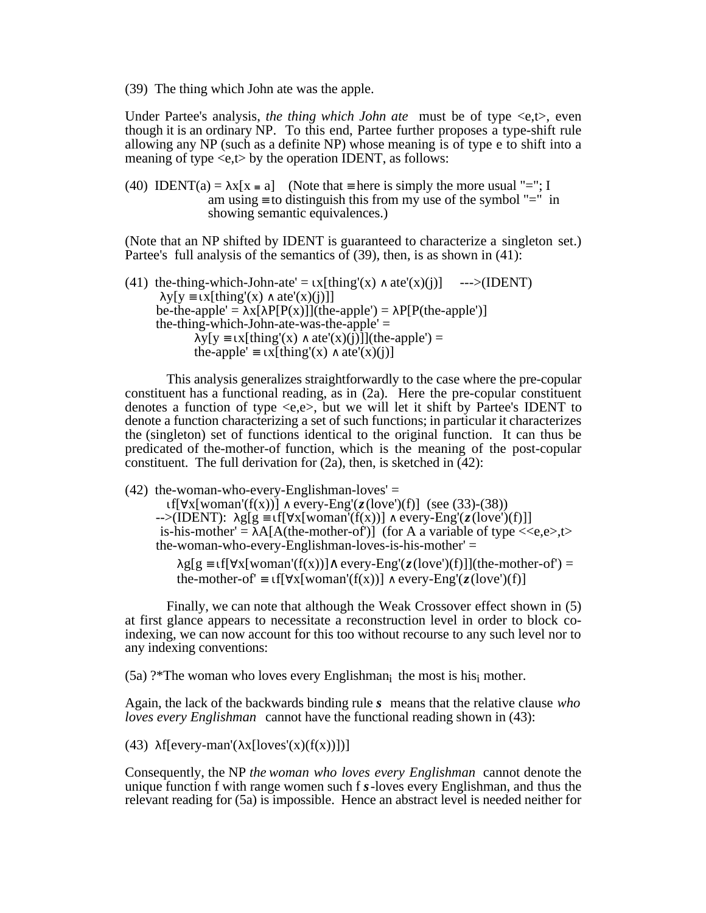(39) The thing which John ate was the apple.

Under Partee's analysis, *the thing which John ate* must be of type <e,t>, even though it is an ordinary NP. To this end, Partee further proposes a type-shift rule allowing any NP (such as a definite NP) whose meaning is of type e to shift into a meaning of type <e,t> by the operation IDENT, as follows:

(40) IDENT(a) = $\lambda x[x \equiv a]$ (Note that $\equiv$ here is simply the more usual "="; I am using $\equiv$ to distinguish this from my use of the symbol "=" in showing semantic equivalences.)

(Note that an NP shifted by IDENT is guaranteed to characterize a singleton set.) Partee's full analysis of the semantics of (39), then, is as shown in (41):

(41) the-thing-which-John-ate' = $\iota x[\text{thing}'(x) \wedge \text{ate}'(x)(j)]$ --->(IDENT)
$\lambda y[y \equiv \iota x[\text{thing}'(x) \wedge \text{ate}'(x)(j)]]$
be-the-apple' = $\lambda x[\lambda P[P(x)]](\text{the-apple}') = \lambda P[P(\text{the-apple}')]$
the-thing-which-John-ate-was-the-apple' =
$\lambda y[y \equiv \iota x[\text{thing}'(x) \wedge \text{ate}'(x)(j)]](\text{the-apple}')$ =
$\text{the-apple}' \equiv \iota x[\text{thing}'(x) \wedge \text{ate}'(x)(j)]$

This analysis generalizes straightforwardly to the case where the pre-copular constituent has a functional reading, as in (2a). Here the pre-copular constituent denotes a function of type <e,e>, but we will let it shift by Partee's IDENT to denote a function characterizing a set of such functions; in particular it characterizes the (singleton) set of functions identical to the original function. It can thus be predicated of the-mother-of function, which is the meaning of the post-copular constituent. The full derivation for (2a), then, is sketched in (42):

(42) the-woman-who-every-Englishman-loves' =
$\iota f[\forall x[\text{woman}'(f(x))] \wedge \text{every-Eng}'(\boldsymbol{z}(\text{love}')(f)]$ (see (33)-(38))
-->(IDENT): $\lambda g[g \equiv \iota f[\forall x[\text{woman}'(f(x))] \wedge \text{every-Eng}'(\boldsymbol{z}(\text{love}')(f)]]$
is-his-mother' = $\lambda A[A(\text{the-mother-of}')]$ (for A a variable of type <<e,e>,t>
the-woman-who-every-Englishman-loves-is-his-mother' =
$\lambda g[g \equiv \iota f[\forall x[\text{woman}'(f(x))] \wedge \text{every-Eng}'(\boldsymbol{z}(\text{love}')(f)]](\text{the-mother-of}')$ =
$\text{the-mother-of}' \equiv \iota f[\forall x[\text{woman}'(f(x))] \wedge \text{every-Eng}'(\boldsymbol{z}(\text{love}')(f)]$

Finally, we can note that although the Weak Crossover effect shown in (5) at first glance appears to necessitate a reconstruction level in order to block co-indexing, we can now account for this too without recourse to any such level nor to any indexing conventions:

(5a) ?*The woman who loves every Englishman$_i$ the most is his$_i$ mother.

Again, the lack of the backwards binding rule ***s*** means that the relative clause *who loves every Englishman* cannot have the functional reading shown in (43):

(43) $\lambda f[\text{every-man}'(\lambda x[\text{loves}'(x)(f(x))])]$

Consequently, the NP *the woman who loves every Englishman* cannot denote the unique function f with range women such f ***s***-loves every Englishman, and thus the relevant reading for (5a) is impossible. Hence an abstract level is needed neither for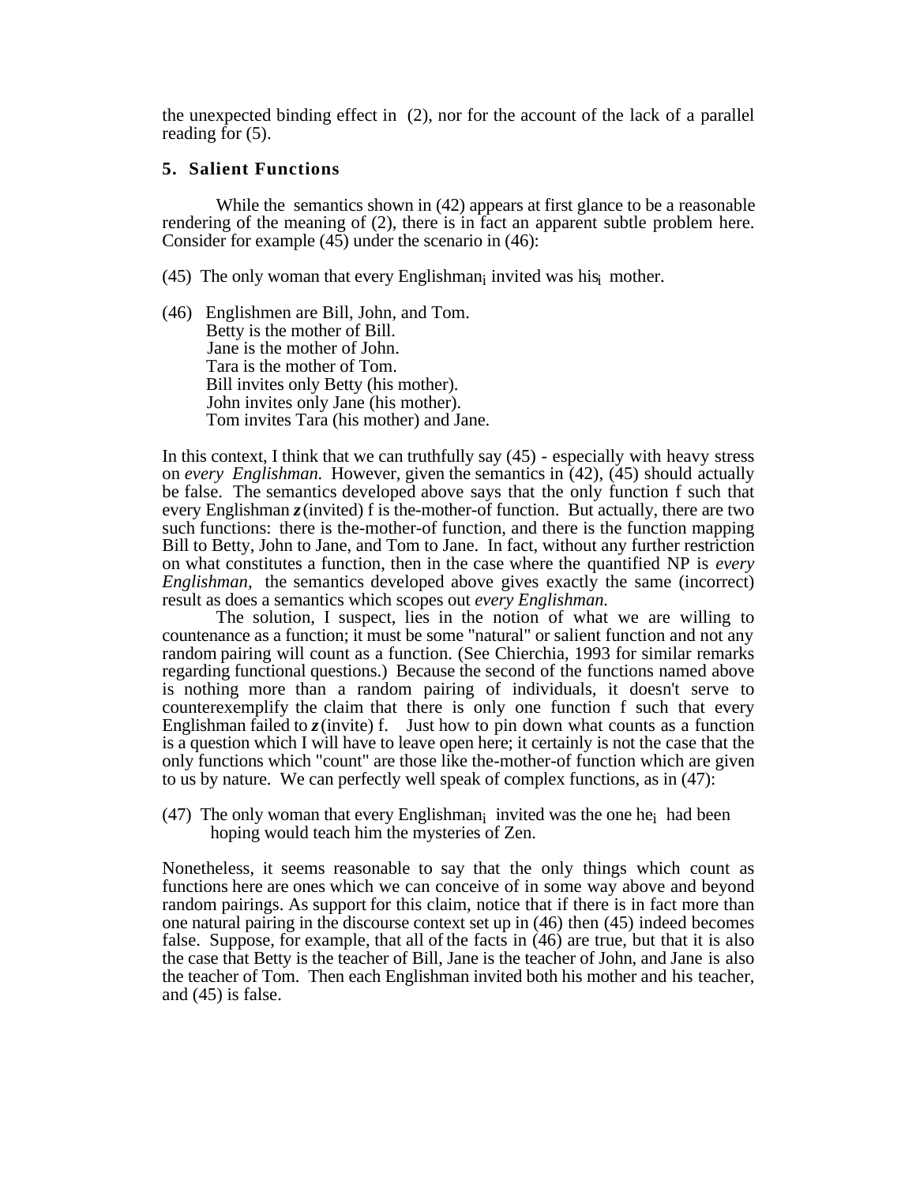the unexpected binding effect in (2), nor for the account of the lack of a parallel reading for (5).

## 5. Salient Functions

While the semantics shown in (42) appears at first glance to be a reasonable rendering of the meaning of (2), there is in fact an apparent subtle problem here. Consider for example (45) under the scenario in (46):

(45) The only woman that every Englishman$_i$ invited was his$_i$ mother.

(46) Englishmen are Bill, John, and Tom.
Betty is the mother of Bill.
Jane is the mother of John.
Tara is the mother of Tom.
Bill invites only Betty (his mother).
John invites only Jane (his mother).
Tom invites Tara (his mother) and Jane.

In this context, I think that we can truthfully say (45) - especially with heavy stress on *every Englishman.* However, given the semantics in (42), (45) should actually be false. The semantics developed above says that the only function f such that every Englishman ***z***(invited) f is the-mother-of function. But actually, there are two such functions: there is the-mother-of function, and there is the function mapping Bill to Betty, John to Jane, and Tom to Jane. In fact, without any further restriction on what constitutes a function, then in the case where the quantified NP is *every Englishman,* the semantics developed above gives exactly the same (incorrect) result as does a semantics which scopes out *every Englishman.*

The solution, I suspect, lies in the notion of what we are willing to countenance as a function; it must be some "natural" or salient function and not any random pairing will count as a function. (See Chierchia, 1993 for similar remarks regarding functional questions.) Because the second of the functions named above is nothing more than a random pairing of individuals, it doesn't serve to counterexemplify the claim that there is only one function f such that every Englishman failed to ***z***(invite) f. Just how to pin down what counts as a function is a question which I will have to leave open here; it certainly is not the case that the only functions which "count" are those like the-mother-of function which are given to us by nature. We can perfectly well speak of complex functions, as in (47):

(47) The only woman that every Englishman$_i$ invited was the one he$_i$ had been hoping would teach him the mysteries of Zen.

Nonetheless, it seems reasonable to say that the only things which count as functions here are ones which we can conceive of in some way above and beyond random pairings. As support for this claim, notice that if there is in fact more than one natural pairing in the discourse context set up in (46) then (45) indeed becomes false. Suppose, for example, that all of the facts in (46) are true, but that it is also the case that Betty is the teacher of Bill, Jane is the teacher of John, and Jane is also the teacher of Tom. Then each Englishman invited both his mother and his teacher, and (45) is false.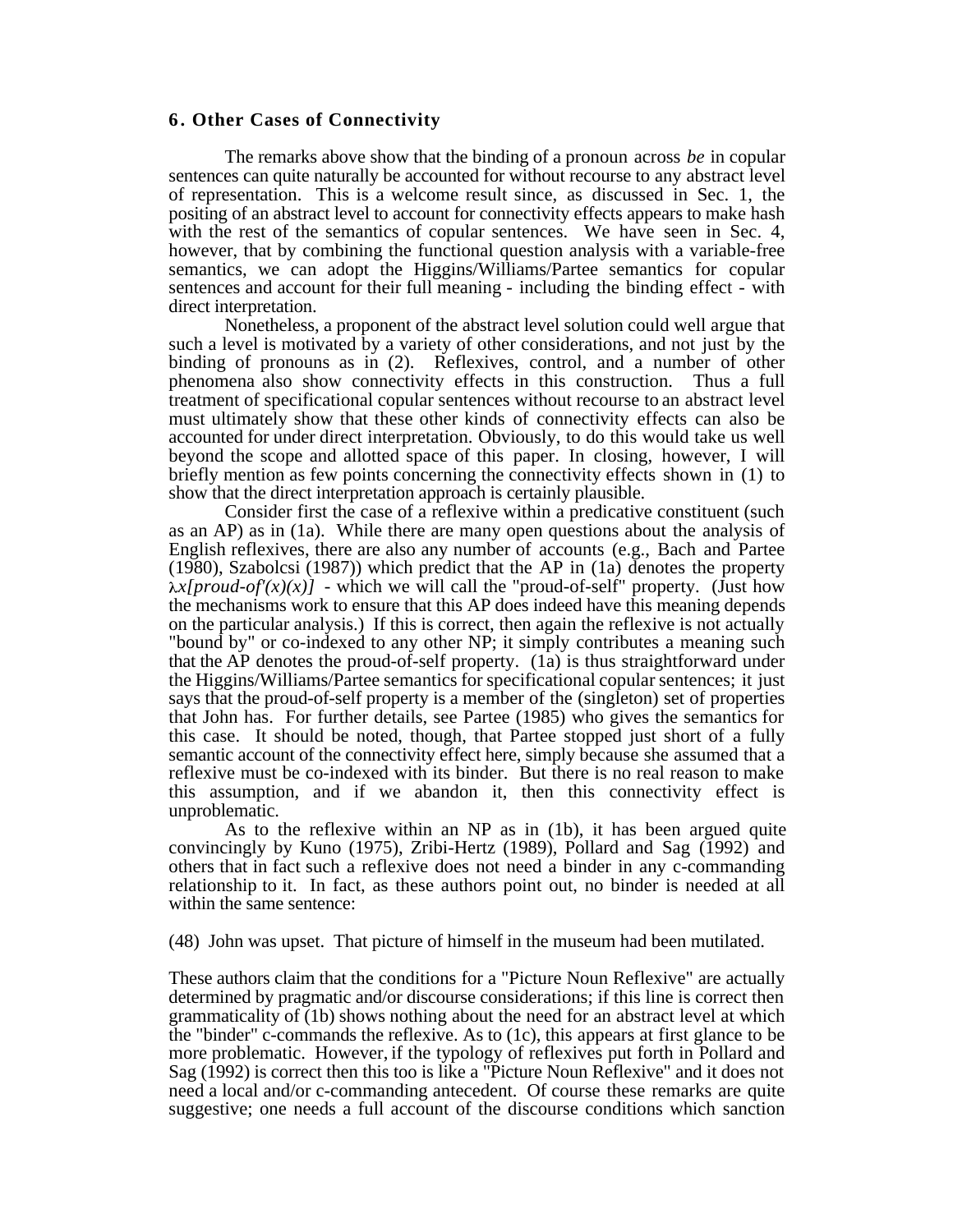## 6. Other Cases of Connectivity

The remarks above show that the binding of a pronoun across *be* in copular sentences can quite naturally be accounted for without recourse to any abstract level of representation. This is a welcome result since, as discussed in Sec. 1, the positing of an abstract level to account for connectivity effects appears to make hash with the rest of the semantics of copular sentences. We have seen in Sec. 4, however, that by combining the functional question analysis with a variable-free semantics, we can adopt the Higgins/Williams/Partee semantics for copular sentences and account for their full meaning - including the binding effect - with direct interpretation.

Nonetheless, a proponent of the abstract level solution could well argue that such a level is motivated by a variety of other considerations, and not just by the binding of pronouns as in (2). Reflexives, control, and a number of other phenomena also show connectivity effects in this construction. Thus a full treatment of specificational copular sentences without recourse to an abstract level must ultimately show that these other kinds of connectivity effects can also be accounted for under direct interpretation. Obviously, to do this would take us well beyond the scope and allotted space of this paper. In closing, however, I will briefly mention as few points concerning the connectivity effects shown in (1) to show that the direct interpretation approach is certainly plausible.

Consider first the case of a reflexive within a predicative constituent (such as an AP) as in (1a). While there are many open questions about the analysis of English reflexives, there are also any number of accounts (e.g., Bach and Partee (1980), Szabolcsi (1987)) which predict that the AP in (1a) denotes the property $\lambda x[proud\text{-}of'(x)(x)]$ - which we will call the "proud-of-self" property. (Just how the mechanisms work to ensure that this AP does indeed have this meaning depends on the particular analysis.) If this is correct, then again the reflexive is not actually "bound by" or co-indexed to any other NP; it simply contributes a meaning such that the AP denotes the proud-of-self property. (1a) is thus straightforward under the Higgins/Williams/Partee semantics for specificational copular sentences; it just says that the proud-of-self property is a member of the (singleton) set of properties that John has. For further details, see Partee (1985) who gives the semantics for this case. It should be noted, though, that Partee stopped just short of a fully semantic account of the connectivity effect here, simply because she assumed that a reflexive must be co-indexed with its binder. But there is no real reason to make this assumption, and if we abandon it, then this connectivity effect is unproblematic.

As to the reflexive within an NP as in (1b), it has been argued quite convincingly by Kuno (1975), Zribi-Hertz (1989), Pollard and Sag (1992) and others that in fact such a reflexive does not need a binder in any c-commanding relationship to it. In fact, as these authors point out, no binder is needed at all within the same sentence:

(48) John was upset. That picture of himself in the museum had been mutilated.

These authors claim that the conditions for a "Picture Noun Reflexive" are actually determined by pragmatic and/or discourse considerations; if this line is correct then grammaticality of (1b) shows nothing about the need for an abstract level at which the "binder" c-commands the reflexive. As to (1c), this appears at first glance to be more problematic. However, if the typology of reflexives put forth in Pollard and Sag (1992) is correct then this too is like a "Picture Noun Reflexive" and it does not need a local and/or c-commanding antecedent. Of course these remarks are quite suggestive; one needs a full account of the discourse conditions which sanction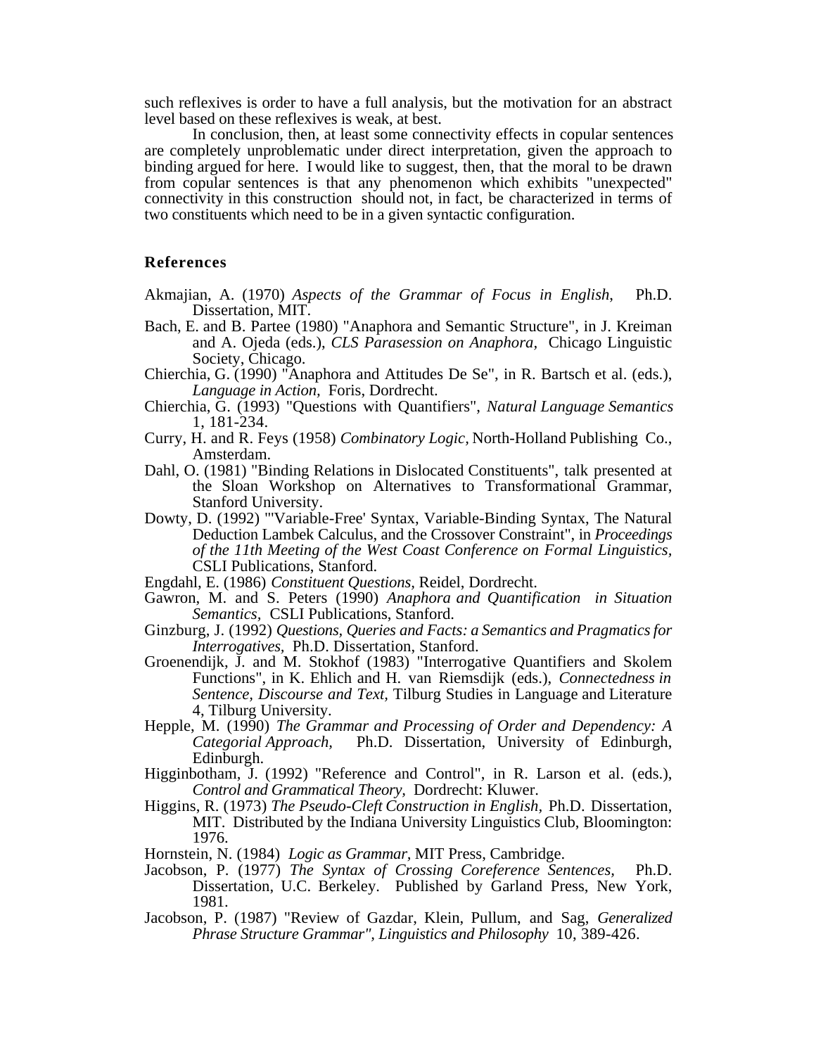such reflexives is order to have a full analysis, but the motivation for an abstract level based on these reflexives is weak, at best.

In conclusion, then, at least some connectivity effects in copular sentences are completely unproblematic under direct interpretation, given the approach to binding argued for here. I would like to suggest, then, that the moral to be drawn from copular sentences is that any phenomenon which exhibits "unexpected" connectivity in this construction should not, in fact, be characterized in terms of two constituents which need to be in a given syntactic configuration.

## References

Akmajian, A. (1970) *Aspects of the Grammar of Focus in English,* Ph.D. Dissertation, MIT.

Bach, E. and B. Partee (1980) "Anaphora and Semantic Structure", in J. Kreiman and A. Ojeda (eds.), *CLS Parasession on Anaphora,* Chicago Linguistic Society, Chicago.

Chierchia, G. (1990) "Anaphora and Attitudes De Se", in R. Bartsch et al. (eds.), *Language in Action,* Foris, Dordrecht.

Chierchia, G. (1993) "Questions with Quantifiers", *Natural Language Semantics* 1, 181-234.

Curry, H. and R. Feys (1958) *Combinatory Logic,* North-Holland Publishing Co., Amsterdam.

Dahl, O. (1981) "Binding Relations in Dislocated Constituents", talk presented at the Sloan Workshop on Alternatives to Transformational Grammar, Stanford University.

Dowty, D. (1992) "'Variable-Free' Syntax, Variable-Binding Syntax, The Natural Deduction Lambek Calculus, and the Crossover Constraint", in *Proceedings of the 11th Meeting of the West Coast Conference on Formal Linguistics,* CSLI Publications, Stanford.

Engdahl, E. (1986) *Constituent Questions,* Reidel, Dordrecht.

Gawron, M. and S. Peters (1990) *Anaphora and Quantification in Situation Semantics*, CSLI Publications, Stanford.

Ginzburg, J. (1992) *Questions, Queries and Facts: a Semantics and Pragmatics for Interrogatives,* Ph.D. Dissertation, Stanford.

Groenendijk, J. and M. Stokhof (1983) "Interrogative Quantifiers and Skolem Functions", in K. Ehlich and H. van Riemsdijk (eds.), *Connectedness in Sentence, Discourse and Text,* Tilburg Studies in Language and Literature 4, Tilburg University.

Hepple, M. (1990) *The Grammar and Processing of Order and Dependency: A Categorial Approach,* Ph.D. Dissertation, University of Edinburgh, Edinburgh.

Higginbotham, J. (1992) "Reference and Control", in R. Larson et al. (eds.), *Control and Grammatical Theory,* Dordrecht: Kluwer.

Higgins, R. (1973) *The Pseudo-Cleft Construction in English,* Ph.D. Dissertation, MIT. Distributed by the Indiana University Linguistics Club, Bloomington: 1976.

Hornstein, N. (1984) *Logic as Grammar,* MIT Press, Cambridge.

Jacobson, P. (1977) *The Syntax of Crossing Coreference Sentences,* Ph.D. Dissertation, U.C. Berkeley. Published by Garland Press, New York, 1981.

Jacobson, P. (1987) "Review of Gazdar, Klein, Pullum, and Sag, *Generalized Phrase Structure Grammar", Linguistics and Philosophy* 10, 389-426.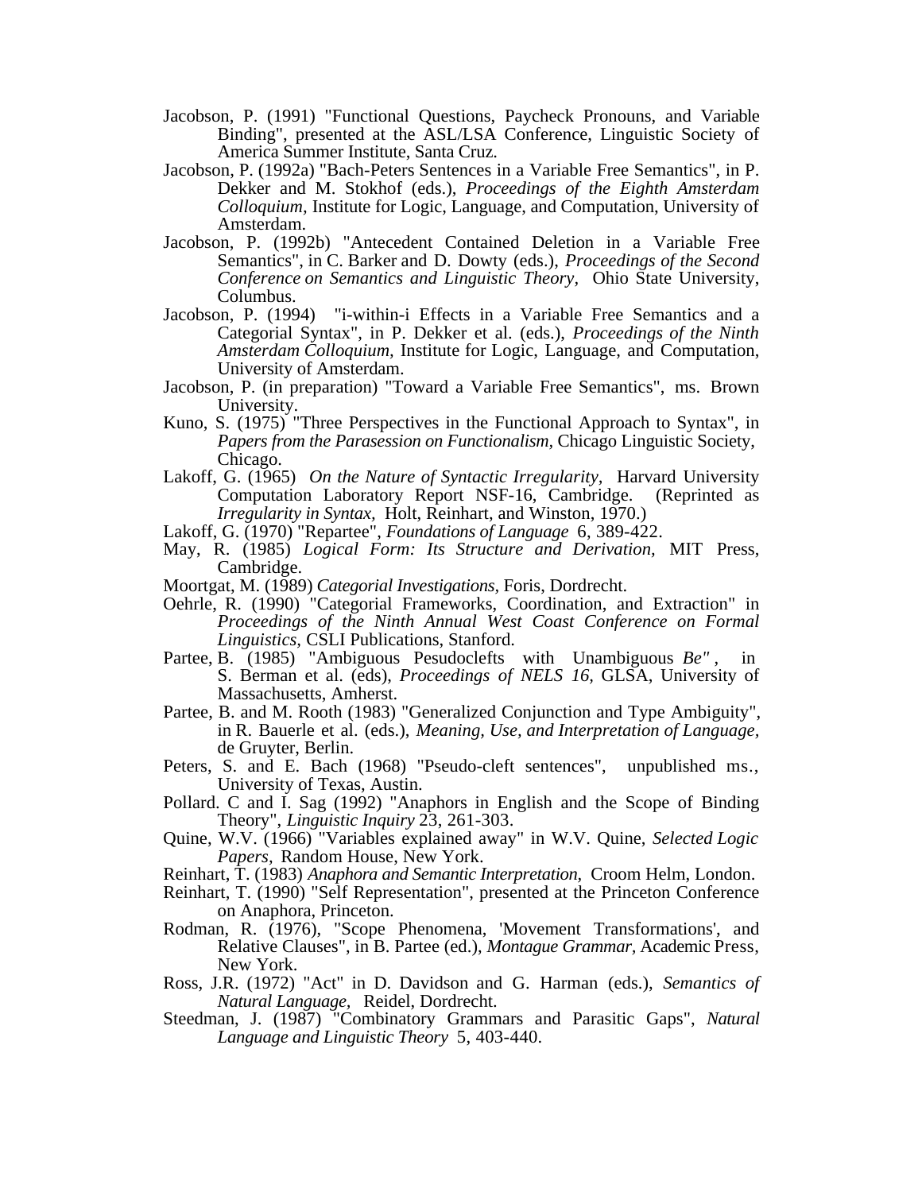Jacobson, P. (1991) "Functional Questions, Paycheck Pronouns, and Variable Binding", presented at the ASL/LSA Conference, Linguistic Society of America Summer Institute, Santa Cruz.

Jacobson, P. (1992a) "Bach-Peters Sentences in a Variable Free Semantics", in P. Dekker and M. Stokhof (eds.), *Proceedings of the Eighth Amsterdam Colloquium*, Institute for Logic, Language, and Computation, University of Amsterdam.

Jacobson, P. (1992b) "Antecedent Contained Deletion in a Variable Free Semantics", in C. Barker and D. Dowty (eds.), *Proceedings of the Second Conference on Semantics and Linguistic Theory,* Ohio State University, Columbus.

Jacobson, P. (1994) "i-within-i Effects in a Variable Free Semantics and a Categorial Syntax", in P. Dekker et al. (eds.), *Proceedings of the Ninth Amsterdam Colloquium*, Institute for Logic, Language, and Computation, University of Amsterdam.

Jacobson, P. (in preparation) "Toward a Variable Free Semantics", ms. Brown University.

Kuno, S. (1975) "Three Perspectives in the Functional Approach to Syntax", in *Papers from the Parasession on Functionalism,* Chicago Linguistic Society, Chicago.

Lakoff, G. (1965) *On the Nature of Syntactic Irregularity*, Harvard University Computation Laboratory Report NSF-16, Cambridge. (Reprinted as *Irregularity in Syntax,* Holt, Reinhart, and Winston, 1970.)

Lakoff, G. (1970) "Repartee", *Foundations of Language* 6, 389-422.

May, R. (1985) *Logical Form: Its Structure and Derivation,* MIT Press, Cambridge.

Moortgat, M. (1989) *Categorial Investigations,* Foris, Dordrecht.

Oehrle, R. (1990) "Categorial Frameworks, Coordination, and Extraction" in *Proceedings of the Ninth Annual West Coast Conference on Formal Linguistics,* CSLI Publications, Stanford.

Partee, B. (1985) "Ambiguous Pesudoclefts with Unambiguous *Be"* , in S. Berman et al. (eds), *Proceedings of NELS 16*, GLSA, University of Massachusetts, Amherst.

Partee, B. and M. Rooth (1983) "Generalized Conjunction and Type Ambiguity", in R. Bauerle et al. (eds.), *Meaning, Use, and Interpretation of Language,* de Gruyter, Berlin.

Peters, S. and E. Bach (1968) "Pseudo-cleft sentences", unpublished ms., University of Texas, Austin.

Pollard. C and I. Sag (1992) "Anaphors in English and the Scope of Binding Theory", *Linguistic Inquiry* 23, 261-303.

Quine, W.V. (1966) "Variables explained away" in W.V. Quine, *Selected Logic Papers,* Random House, New York.

Reinhart, T. (1983) *Anaphora and Semantic Interpretation*, Croom Helm, London.

Reinhart, T. (1990) "Self Representation", presented at the Princeton Conference on Anaphora, Princeton.

Rodman, R. (1976), "Scope Phenomena, 'Movement Transformations', and Relative Clauses", in B. Partee (ed.), *Montague Grammar,* Academic Press, New York.

Ross, J.R. (1972) "Act" in D. Davidson and G. Harman (eds.), *Semantics of Natural Language,* Reidel, Dordrecht.

Steedman, J. (1987) "Combinatory Grammars and Parasitic Gaps", *Natural Language and Linguistic Theory* 5, 403-440.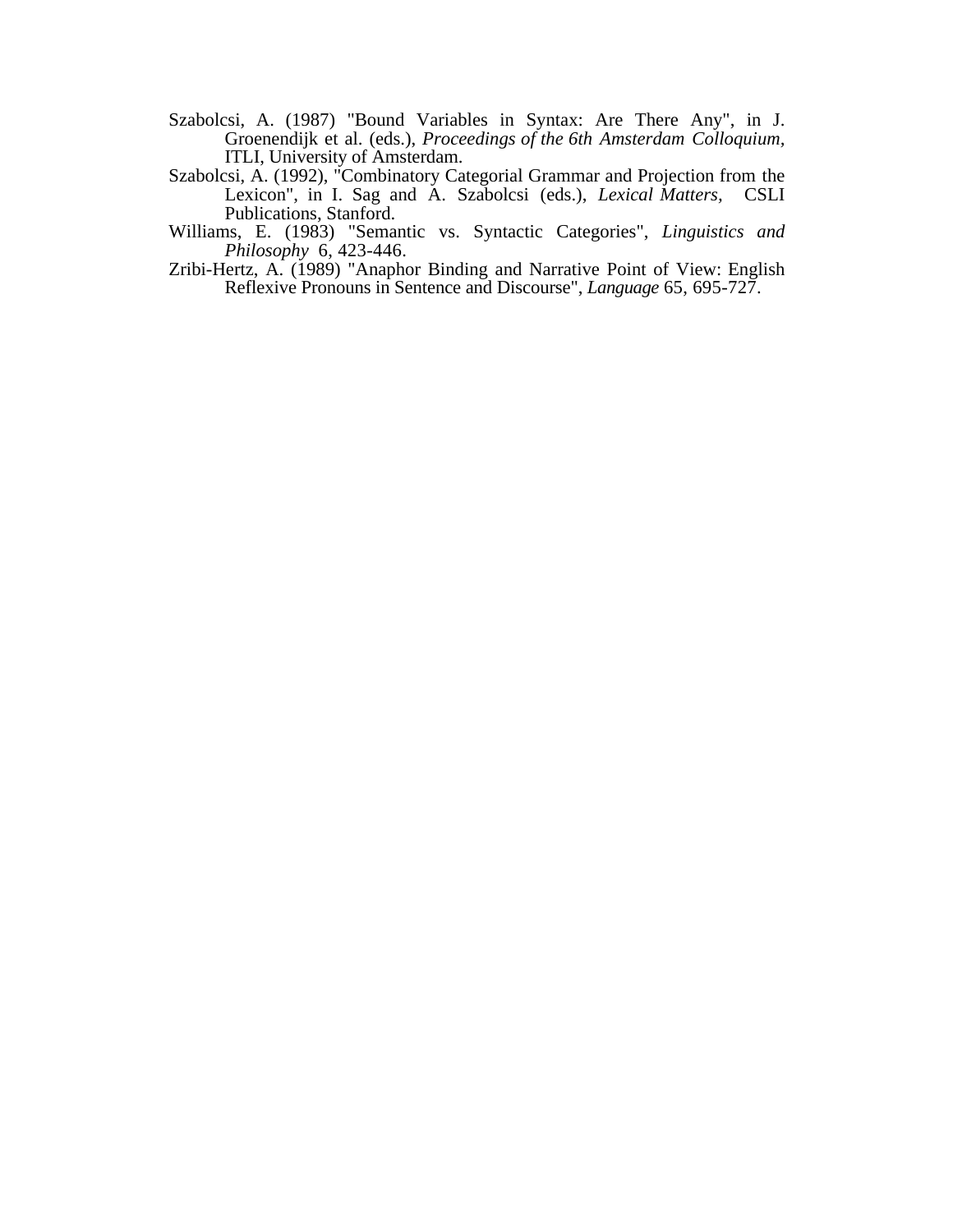Szabolcsi, A. (1987) "Bound Variables in Syntax: Are There Any", in J. Groenendijk et al. (eds.), *Proceedings of the 6th Amsterdam Colloquium*, ITLI, University of Amsterdam.

Szabolcsi, A. (1992), "Combinatory Categorial Grammar and Projection from the Lexicon", in I. Sag and A. Szabolcsi (eds.), *Lexical Matters*, CSLI Publications, Stanford.

Williams, E. (1983) "Semantic vs. Syntactic Categories", *Linguistics and Philosophy* 6, 423-446.

Zribi-Hertz, A. (1989) "Anaphor Binding and Narrative Point of View: English Reflexive Pronouns in Sentence and Discourse", *Language* 65, 695-727.